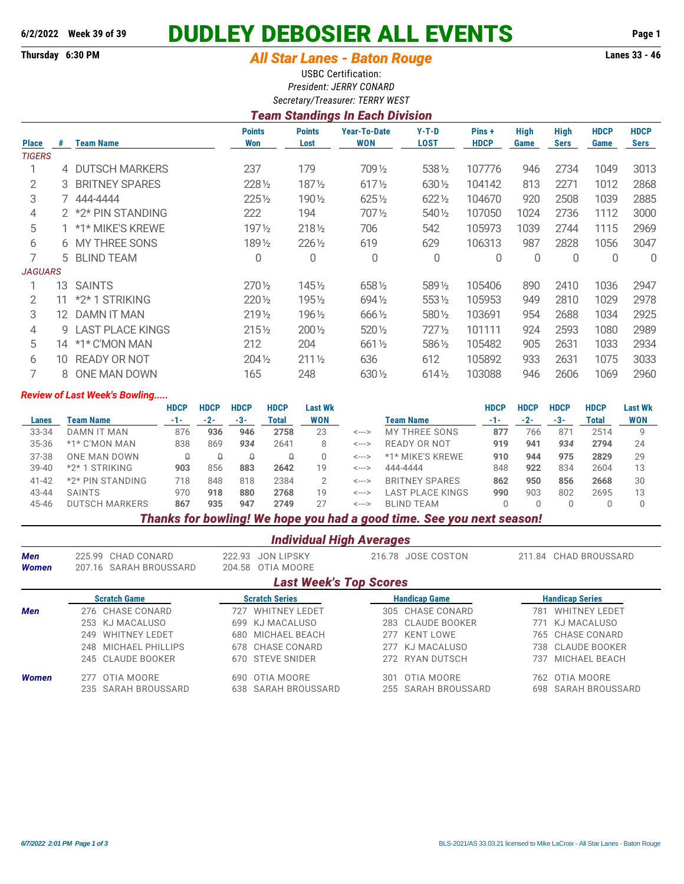6/2/2022 Week 39 of 39

# DUDLEY DEBOSIER ALL EVENTS

Thursday 6:30 PM

## All Star Lanes - Baton Rouge

Lanes 33 - 46

USBC Certification:
*President: JERRY CONARD*
*Secretary/Treasurer: TERRY WEST*

### Team Standings In Each Division

| Place | # | Team Name | Points Won | Points Lost | Year-To-Date WON | Y-T-D LOST | Pins + HDCP | High Game | High Sers | HDCP Game | HDCP Sers |
|---|---|---|---|---|---|---|---|---|---|---|---|
| *TIGERS* | | | | | | | | | | | |
| 1 | 4 | DUTSCH MARKERS | 237 | 179 | 709½ | 538½ | 107776 | 946 | 2734 | 1049 | 3013 |
| 2 | 3 | BRITNEY SPARES | 228½ | 187½ | 617½ | 630½ | 104142 | 813 | 2271 | 1012 | 2868 |
| 3 | 7 | 444-4444 | 225½ | 190½ | 625½ | 622½ | 104670 | 920 | 2508 | 1039 | 2885 |
| 4 | 2 | *2* PIN STANDING | 222 | 194 | 707½ | 540½ | 107050 | 1024 | 2736 | 1112 | 3000 |
| 5 | 1 | *1* MIKE'S KREWE | 197½ | 218½ | 706 | 542 | 105973 | 1039 | 2744 | 1115 | 2969 |
| 6 | 6 | MY THREE SONS | 189½ | 226½ | 619 | 629 | 106313 | 987 | 2828 | 1056 | 3047 |
| 7 | 5 | BLIND TEAM | 0 | 0 | 0 | 0 | 0 | 0 | 0 | 0 | 0 |
| *JAGUARS* | | | | | | | | | | | |
| 1 | 13 | SAINTS | 270½ | 145½ | 658½ | 589½ | 105406 | 890 | 2410 | 1036 | 2947 |
| 2 | 11 | *2* 1 STRIKING | 220½ | 195½ | 694½ | 553½ | 105953 | 949 | 2810 | 1029 | 2978 |
| 3 | 12 | DAMN IT MAN | 219½ | 196½ | 666½ | 580½ | 103691 | 954 | 2688 | 1034 | 2925 |
| 4 | 9 | LAST PLACE KINGS | 215½ | 200½ | 520½ | 727½ | 101111 | 924 | 2593 | 1080 | 2989 |
| 5 | 14 | *1* C'MON MAN | 212 | 204 | 661½ | 586½ | 105482 | 905 | 2631 | 1033 | 2934 |
| 6 | 10 | READY OR NOT | 204½ | 211½ | 636 | 612 | 105892 | 933 | 2631 | 1075 | 3033 |
| 7 | 8 | ONE MAN DOWN | 165 | 248 | 630½ | 614½ | 103088 | 946 | 2606 | 1069 | 2960 |

*Review of Last Week's Bowling.....*

| Lanes | Team Name | HDCP -1- | HDCP -2- | HDCP -3- | HDCP Total | Last Wk WON | | Team Name | HDCP -1- | HDCP -2- | HDCP -3- | HDCP Total | Last Wk WON |
|---|---|---|---|---|---|---|---|---|---|---|---|---|---|
| 33-34 | DAMN IT MAN | 876 | **936** | **946** | **2758** | 23 | <---> | MY THREE SONS | **877** | 766 | 871 | 2514 | 9 |
| 35-36 | *1* C'MON MAN | 838 | 869 | *934* | 2641 | 8 | <---> | READY OR NOT | **919** | **941** | *934* | **2794** | 24 |
| 37-38 | ONE MAN DOWN | 0 | 0 | 0 | 0 | 0 | <---> | *1* MIKE'S KREWE | **910** | **944** | **975** | **2829** | 29 |
| 39-40 | *2* 1 STRIKING | **903** | 856 | **883** | **2642** | 19 | <---> | 444-4444 | 848 | **922** | 834 | 2604 | 13 |
| 41-42 | *2* PIN STANDING | 718 | 848 | 818 | 2384 | 2 | <---> | BRITNEY SPARES | **862** | **950** | **856** | **2668** | 30 |
| 43-44 | SAINTS | 970 | **918** | **880** | **2768** | 19 | <---> | LAST PLACE KINGS | **990** | 903 | 802 | 2695 | 13 |
| 45-46 | DUTSCH MARKERS | **867** | **935** | **947** | **2749** | 27 | <---> | BLIND TEAM | 0 | 0 | 0 | 0 | 0 |

***Thanks for bowling! We hope you had a good time. See you next season!***

### Individual High Averages

| | | | | |
|---|---|---|---|---|
| **Men** | 225.99 CHAD CONARD | 222.93 JON LIPSKY | 216.78 JOSE COSTON | 211.84 CHAD BROUSSARD |
| **Women** | 207.16 SARAH BROUSSARD | 204.58 OTIA MOORE | | |

### Last Week's Top Scores

| | Scratch Game | Scratch Series | Handicap Game | Handicap Series |
|---|---|---|---|---|
| **Men** | 276 CHASE CONARD | 727 WHITNEY LEDET | 305 CHASE CONARD | 781 WHITNEY LEDET |
| | 253 KJ MACALUSO | 699 KJ MACALUSO | 283 CLAUDE BOOKER | 771 KJ MACALUSO |
| | 249 WHITNEY LEDET | 680 MICHAEL BEACH | 277 KENT LOWE | 765 CHASE CONARD |
| | 248 MICHAEL PHILLIPS | 678 CHASE CONARD | 277 KJ MACALUSO | 738 CLAUDE BOOKER |
| | 245 CLAUDE BOOKER | 670 STEVE SNIDER | 272 RYAN DUTSCH | 737 MICHAEL BEACH |
| **Women** | 277 OTIA MOORE | 690 OTIA MOORE | 301 OTIA MOORE | 762 OTIA MOORE |
| | 235 SARAH BROUSSARD | 638 SARAH BROUSSARD | 255 SARAH BROUSSARD | 698 SARAH BROUSSARD |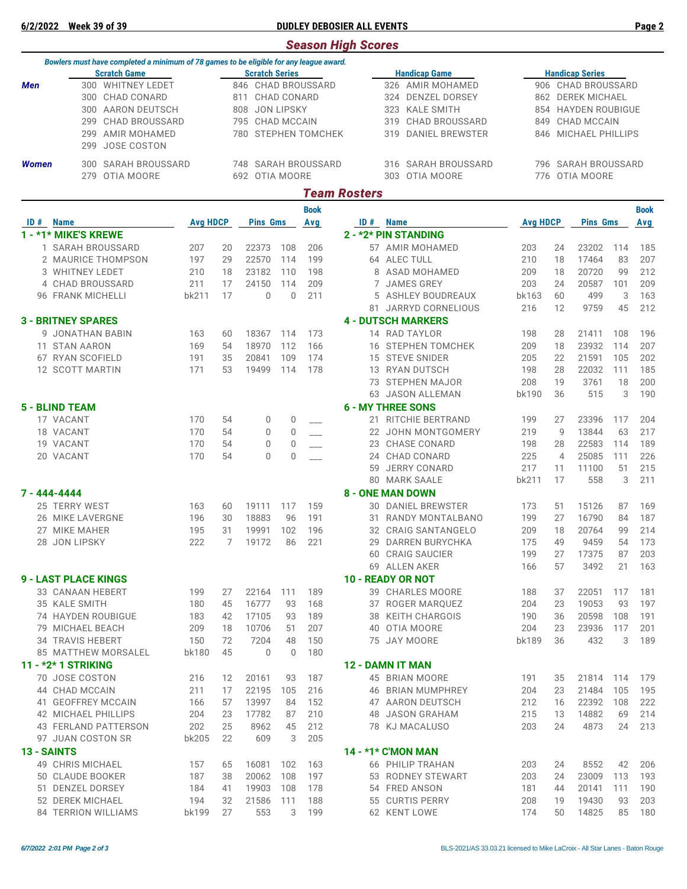## Season High Scores

*Bowlers must have completed a minimum of 78 games to be eligible for any league award.*

| | Scratch Game | Scratch Series | Handicap Game | Handicap Series |
|---|---|---|---|---|
| **Men** | 300 WHITNEY LEDET | 846 CHAD BROUSSARD | 326 AMIR MOHAMED | 906 CHAD BROUSSARD |
| | 300 CHAD CONARD | 811 CHAD CONARD | 324 DENZEL DORSEY | 862 DEREK MICHAEL |
| | 300 AARON DEUTSCH | 808 JON LIPSKY | 323 KALE SMITH | 854 HAYDEN ROUBIGUE |
| | 299 CHAD BROUSSARD | 795 CHAD MCCAIN | 319 CHAD BROUSSARD | 849 CHAD MCCAIN |
| | 299 AMIR MOHAMED | 780 STEPHEN TOMCHEK | 319 DANIEL BREWSTER | 846 MICHAEL PHILLIPS |
| | 299 JOSE COSTON | | | |
| **Women** | 300 SARAH BROUSSARD | 748 SARAH BROUSSARD | 316 SARAH BROUSSARD | 796 SARAH BROUSSARD |
| | 279 OTIA MOORE | 692 OTIA MOORE | 303 OTIA MOORE | 776 OTIA MOORE |

## Team Rosters

| ID # | Name | Avg | HDCP | Pins | Gms | Book Avg |
|---|---|---|---|---|---|---|
| **1 - *1* MIKE'S KREWE** | | | | | | |
| 1 | SARAH BROUSSARD | 207 | 20 | 22373 | 108 | 206 |
| 2 | MAURICE THOMPSON | 197 | 29 | 22570 | 114 | 199 |
| 3 | WHITNEY LEDET | 210 | 18 | 23182 | 110 | 198 |
| 4 | CHAD BROUSSARD | 211 | 17 | 24150 | 114 | 209 |
| 96 | FRANK MICHELLI | bk211 | 17 | 0 | 0 | 211 |
| **2 - *2* PIN STANDING** | | | | | | |
| 57 | AMIR MOHAMED | 203 | 24 | 23202 | 114 | 185 |
| 64 | ALEC TULL | 210 | 18 | 17464 | 83 | 207 |
| 8 | ASAD MOHAMED | 209 | 18 | 20720 | 99 | 212 |
| 7 | JAMES GREY | 203 | 24 | 20587 | 101 | 209 |
| 5 | ASHLEY BOUDREAUX | bk163 | 60 | 499 | 3 | 163 |
| 81 | JARRYD CORNELIOUS | 216 | 12 | 9759 | 45 | 212 |
| **3 - BRITNEY SPARES** | | | | | | |
| 9 | JONATHAN BABIN | 163 | 60 | 18367 | 114 | 173 |
| 11 | STAN AARON | 169 | 54 | 18970 | 112 | 166 |
| 67 | RYAN SCOFIELD | 191 | 35 | 20841 | 109 | 174 |
| 12 | SCOTT MARTIN | 171 | 53 | 19499 | 114 | 178 |
| **4 - DUTSCH MARKERS** | | | | | | |
| 14 | RAD TAYLOR | 198 | 28 | 21411 | 108 | 196 |
| 16 | STEPHEN TOMCHEK | 209 | 18 | 23932 | 114 | 207 |
| 15 | STEVE SNIDER | 205 | 22 | 21591 | 105 | 202 |
| 13 | RYAN DUTSCH | 198 | 28 | 22032 | 111 | 185 |
| 73 | STEPHEN MAJOR | 208 | 19 | 3761 | 18 | 200 |
| 63 | JASON ALLEMAN | bk190 | 36 | 515 | 3 | 190 |
| **5 - BLIND TEAM** | | | | | | |
| 17 | VACANT | 170 | 54 | 0 | 0 | ___ |
| 18 | VACANT | 170 | 54 | 0 | 0 | ___ |
| 19 | VACANT | 170 | 54 | 0 | 0 | ___ |
| 20 | VACANT | 170 | 54 | 0 | 0 | ___ |
| **6 - MY THREE SONS** | | | | | | |
| 21 | RITCHIE BERTRAND | 199 | 27 | 23396 | 117 | 204 |
| 22 | JOHN MONTGOMERY | 219 | 9 | 13844 | 63 | 217 |
| 23 | CHASE CONARD | 198 | 28 | 22583 | 114 | 189 |
| 24 | CHAD CONARD | 225 | 4 | 25085 | 111 | 226 |
| 59 | JERRY CONARD | 217 | 11 | 11100 | 51 | 215 |
| 80 | MARK SAALE | bk211 | 17 | 558 | 3 | 211 |
| **7 - 444-4444** | | | | | | |
| 25 | TERRY WEST | 163 | 60 | 19111 | 117 | 159 |
| 26 | MIKE LAVERGNE | 196 | 30 | 18883 | 96 | 191 |
| 27 | MIKE MAHER | 195 | 31 | 19991 | 102 | 196 |
| 28 | JON LIPSKY | 222 | 7 | 19172 | 86 | 221 |
| **8 - ONE MAN DOWN** | | | | | | |
| 30 | DANIEL BREWSTER | 173 | 51 | 15126 | 87 | 169 |
| 31 | RANDY MONTALBANO | 199 | 27 | 16790 | 84 | 187 |
| 32 | CRAIG SANTANGELO | 209 | 18 | 20764 | 99 | 214 |
| 29 | DARREN BURYCHKA | 175 | 49 | 9459 | 54 | 173 |
| 60 | CRAIG SAUCIER | 199 | 27 | 17375 | 87 | 203 |
| 69 | ALLEN AKER | 166 | 57 | 3492 | 21 | 163 |
| **9 - LAST PLACE KINGS** | | | | | | |
| 33 | CANAAN HEBERT | 199 | 27 | 22164 | 111 | 189 |
| 35 | KALE SMITH | 180 | 45 | 16777 | 93 | 168 |
| 74 | HAYDEN ROUBIGUE | 183 | 42 | 17105 | 93 | 189 |
| 79 | MICHAEL BEACH | 209 | 18 | 10706 | 51 | 207 |
| 34 | TRAVIS HEBERT | 150 | 72 | 7204 | 48 | 150 |
| 85 | MATTHEW MORSALEL | bk180 | 45 | 0 | 0 | 180 |
| **10 - READY OR NOT** | | | | | | |
| 39 | CHARLES MOORE | 188 | 37 | 22051 | 117 | 181 |
| 37 | ROGER MARQUEZ | 204 | 23 | 19053 | 93 | 197 |
| 38 | KEITH CHARGOIS | 190 | 36 | 20598 | 108 | 191 |
| 40 | OTIA MOORE | 204 | 23 | 23936 | 117 | 201 |
| 75 | JAY MOORE | bk189 | 36 | 432 | 3 | 189 |
| **11 - *2* 1 STRIKING** | | | | | | |
| 70 | JOSE COSTON | 216 | 12 | 20161 | 93 | 187 |
| 44 | CHAD MCCAIN | 211 | 17 | 22195 | 105 | 216 |
| 41 | GEOFFREY MCCAIN | 166 | 57 | 13997 | 84 | 152 |
| 42 | MICHAEL PHILLIPS | 204 | 23 | 17782 | 87 | 210 |
| 43 | FERLAND PATTERSON | 202 | 25 | 8962 | 45 | 212 |
| 97 | JUAN COSTON SR | bk205 | 22 | 609 | 3 | 205 |
| **12 - DAMN IT MAN** | | | | | | |
| 45 | BRIAN MOORE | 191 | 35 | 21814 | 114 | 179 |
| 46 | BRIAN MUMPHREY | 204 | 23 | 21484 | 105 | 195 |
| 47 | AARON DEUTSCH | 212 | 16 | 22392 | 108 | 222 |
| 48 | JASON GRAHAM | 215 | 13 | 14882 | 69 | 214 |
| 78 | KJ MACALUSO | 203 | 24 | 4873 | 24 | 213 |
| **13 - SAINTS** | | | | | | |
| 49 | CHRIS MICHAEL | 157 | 65 | 16081 | 102 | 163 |
| 50 | CLAUDE BOOKER | 187 | 38 | 20062 | 108 | 197 |
| 51 | DENZEL DORSEY | 184 | 41 | 19903 | 108 | 178 |
| 52 | DEREK MICHAEL | 194 | 32 | 21586 | 111 | 188 |
| 84 | TERRION WILLIAMS | bk199 | 27 | 553 | 3 | 199 |
| **14 - *1* C'MON MAN** | | | | | | |
| 66 | PHILIP TRAHAN | 203 | 24 | 8552 | 42 | 206 |
| 53 | RODNEY STEWART | 203 | 24 | 23009 | 113 | 193 |
| 54 | FRED ANSON | 181 | 44 | 20141 | 111 | 190 |
| 55 | CURTIS PERRY | 208 | 19 | 19430 | 93 | 203 |
| 62 | KENT LOWE | 174 | 50 | 14825 | 85 | 180 |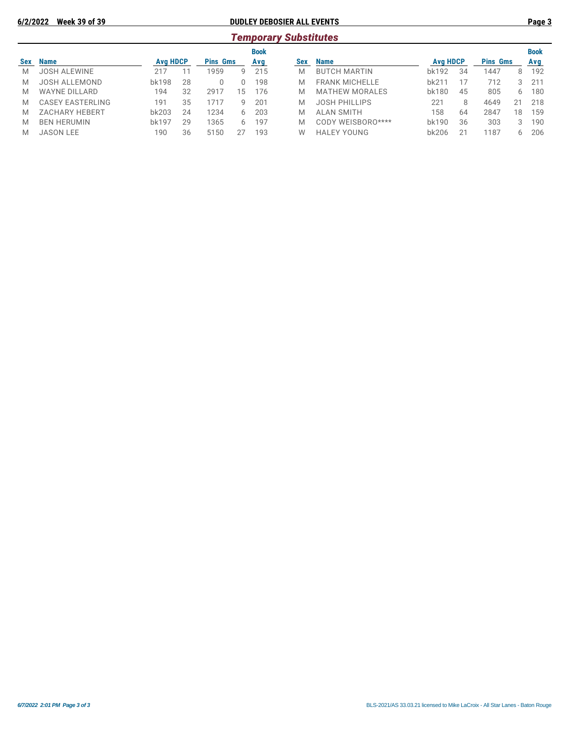## Temporary Substitutes

| Sex | Name | Avg | HDCP | Pins | Gms | Book Avg |
|---|---|---|---|---|---|---|
| M | JOSH ALEWINE | 217 | 11 | 1959 | 9 | 215 |
| M | JOSH ALLEMOND | bk198 | 28 | 0 | 0 | 198 |
| M | WAYNE DILLARD | 194 | 32 | 2917 | 15 | 176 |
| M | CASEY EASTERLING | 191 | 35 | 1717 | 9 | 201 |
| M | ZACHARY HEBERT | bk203 | 24 | 1234 | 6 | 203 |
| M | BEN HERUMIN | bk197 | 29 | 1365 | 6 | 197 |
| M | JASON LEE | 190 | 36 | 5150 | 27 | 193 |
| M | BUTCH MARTIN | bk192 | 34 | 1447 | 8 | 192 |
| M | FRANK MICHELLE | bk211 | 17 | 712 | 3 | 211 |
| M | MATHEW MORALES | bk180 | 45 | 805 | 6 | 180 |
| M | JOSH PHILLIPS | 221 | 8 | 4649 | 21 | 218 |
| M | ALAN SMITH | 158 | 64 | 2847 | 18 | 159 |
| M | CODY WEISBORO**** | bk190 | 36 | 303 | 3 | 190 |
| W | HALEY YOUNG | bk206 | 21 | 1187 | 6 | 206 |